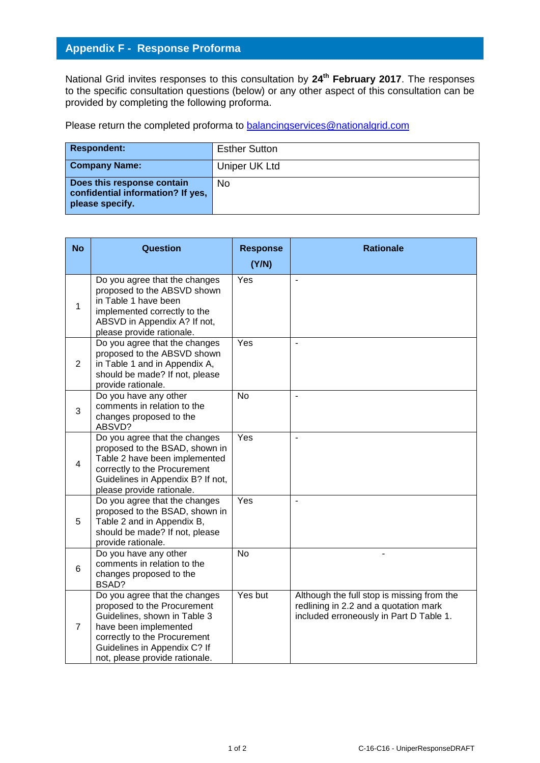## Appendix F - Response Proforma

National Grid invites responses to this consultation by **24th February 2017**. The responses to the specific consultation questions (below) or any other aspect of this consultation can be provided by completing the following proforma.

Please return the completed proforma to balancingservices@nationalgrid.com

| | |
|---|---|
| **Respondent:** | Esther Sutton |
| **Company Name:** | Uniper UK Ltd |
| **Does this response contain confidential information? If yes, please specify.** | No |

| No | Question | Response (Y/N) | Rationale |
|---|---|---|---|
| 1 | Do you agree that the changes proposed to the ABSVD shown in Table 1 have been implemented correctly to the ABSVD in Appendix A? If not, please provide rationale. | Yes | - |
| 2 | Do you agree that the changes proposed to the ABSVD shown in Table 1 and in Appendix A, should be made? If not, please provide rationale. | Yes | - |
| 3 | Do you have any other comments in relation to the changes proposed to the ABSVD? | No | - |
| 4 | Do you agree that the changes proposed to the BSAD, shown in Table 2 have implemented correctly to the Procurement Guidelines in Appendix B? If not, please provide rationale. | Yes | - |
| 5 | Do you agree that the changes proposed to the BSAD, shown in Table 2 and in Appendix B, should be made? If not, please provide rationale. | Yes | - |
| 6 | Do you have any other comments in relation to the changes proposed to the BSAD? | No | - |
| 7 | Do you agree that the changes proposed to the Procurement Guidelines, shown in Table 3 have been implemented correctly to the Procurement Guidelines in Appendix C? If not, please provide rationale. | Yes but | Although the full stop is missing from the redlining in 2.2 and a quotation mark included erroneously in Part D Table 1. |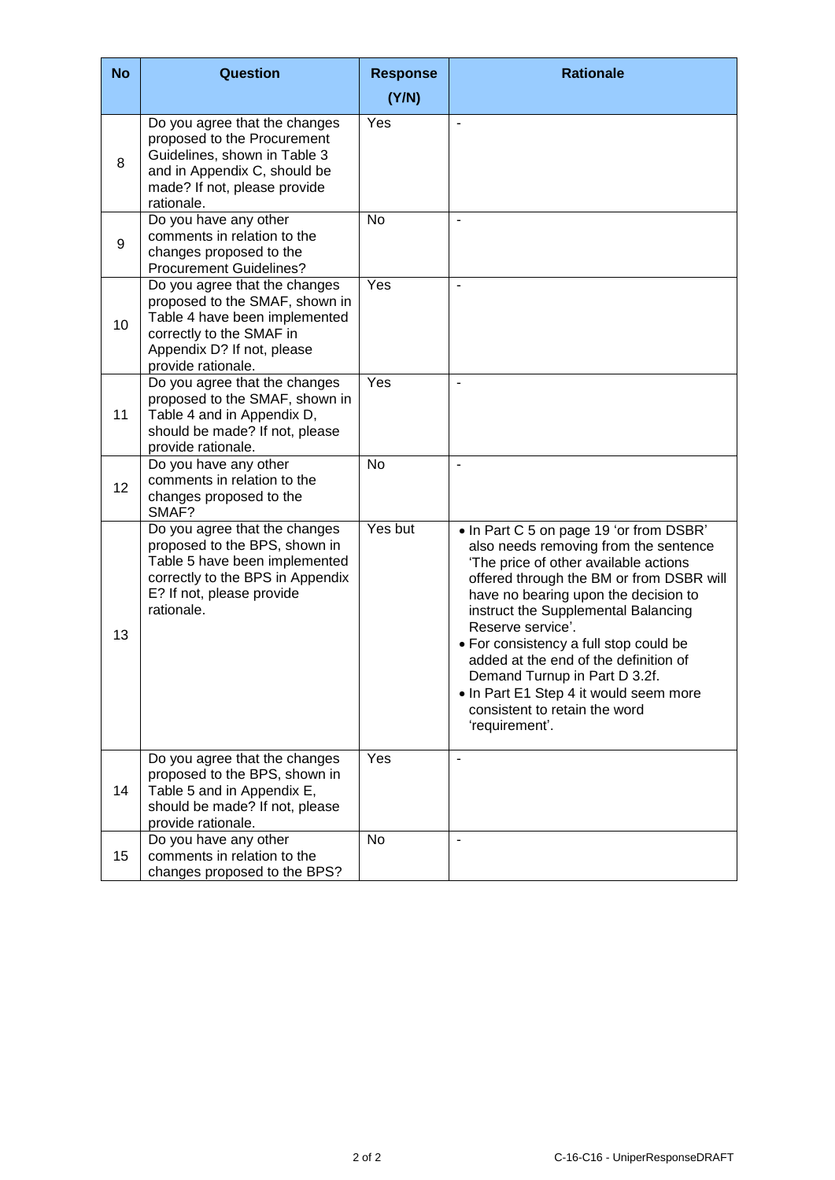| No | Question | Response (Y/N) | Rationale |
|---|---|---|---|
| 8 | Do you agree that the changes proposed to the Procurement Guidelines, shown in Table 3 and in Appendix C, should be made? If not, please provide rationale. | Yes | - |
| 9 | Do you have any other comments in relation to the changes proposed to the Procurement Guidelines? | No | - |
| 10 | Do you agree that the changes proposed to the SMAF, shown in Table 4 have been implemented correctly to the SMAF in Appendix D? If not, please provide rationale. | Yes | - |
| 11 | Do you agree that the changes proposed to the SMAF, shown in Table 4 and in Appendix D, should be made? If not, please provide rationale. | Yes | - |
| 12 | Do you have any other comments in relation to the changes proposed to the SMAF? | No | - |
| 13 | Do you agree that the changes proposed to the BPS, shown in Table 5 have been implemented correctly to the BPS in Appendix E? If not, please provide rationale. | Yes but | • In Part C 5 on page 19 'or from DSBR' also needs removing from the sentence 'The price of other available actions offered through the BM or from DSBR will have no bearing upon the decision to instruct the Supplemental Balancing Reserve service'.<br>• For consistency a full stop could be added at the end of the definition of Demand Turnup in Part D 3.2f.<br>• In Part E1 Step 4 it would seem more consistent to retain the word 'requirement'. |
| 14 | Do you agree that the changes proposed to the BPS, shown in Table 5 and in Appendix E, should be made? If not, please provide rationale. | Yes | - |
| 15 | Do you have any other comments in relation to the changes proposed to the BPS? | No | - |